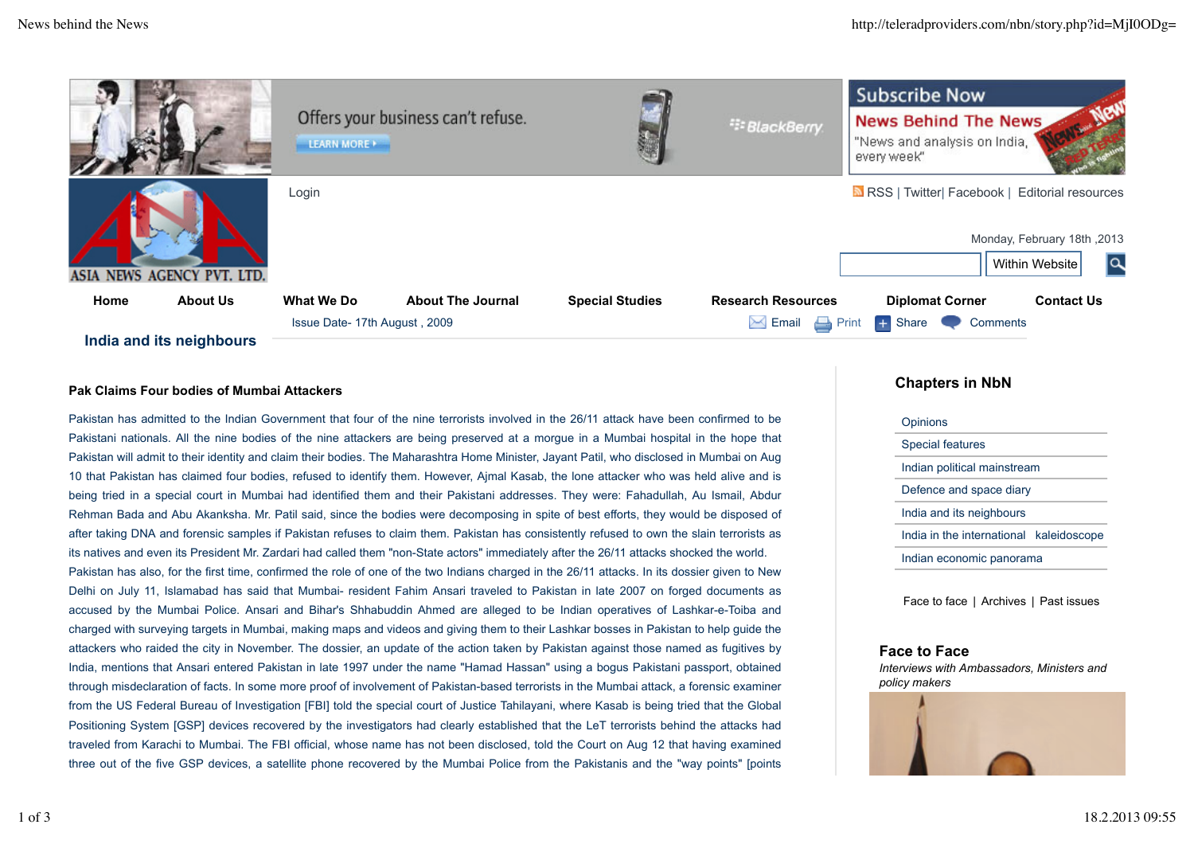Login

RSS | Twitter| Facebook | Editorial resources

Monday, February 18th ,2013

Within Website

Home | About Us | What We Do | About The Journal | Special Studies | Research Resources | Diplomat Corner | Contact Us

Issue Date- 17th August , 2009

Email | Print | Share | Comments

## India and its neighbours

### Pak Claims Four bodies of Mumbai Attackers

Pakistan has admitted to the Indian Government that four of the nine terrorists involved in the 26/11 attack have been confirmed to be Pakistani nationals. All the nine bodies of the nine attackers are being preserved at a morgue in a Mumbai hospital in the hope that Pakistan will admit to their identity and claim their bodies. The Maharashtra Home Minister, Jayant Patil, who disclosed in Mumbai on Aug 10 that Pakistan has claimed four bodies, refused to identify them. However, Ajmal Kasab, the lone attacker who was held alive and is being tried in a special court in Mumbai had identified them and their Pakistani addresses. They were: Fahadullah, Au Ismail, Abdur Rehman Bada and Abu Akanksha. Mr. Patil said, since the bodies were decomposing in spite of best efforts, they would be disposed of after taking DNA and forensic samples if Pakistan refuses to claim them. Pakistan has consistently refused to own the slain terrorists as its natives and even its President Mr. Zardari had called them "non-State actors" immediately after the 26/11 attacks shocked the world.

Pakistan has also, for the first time, confirmed the role of one of the two Indians charged in the 26/11 attacks. In its dossier given to New Delhi on July 11, Islamabad has said that Mumbai- resident Fahim Ansari traveled to Pakistan in late 2007 on forged documents as accused by the Mumbai Police. Ansari and Bihar's Shhabuddin Ahmed are alleged to be Indian operatives of Lashkar-e-Toiba and charged with surveying targets in Mumbai, making maps and videos and giving them to their Lashkar bosses in Pakistan to help guide the attackers who raided the city in November. The dossier, an update of the action taken by Pakistan against those named as fugitives by India, mentions that Ansari entered Pakistan in late 1997 under the name "Hamad Hassan" using a bogus Pakistani passport, obtained through misdeclaration of facts. In some more proof of involvement of Pakistan-based terrorists in the Mumbai attack, a forensic examiner from the US Federal Bureau of Investigation [FBI] told the special court of Justice Tahilayani, where Kasab is being tried that the Global Positioning System [GSP] devices recovered by the investigators had clearly established that the LeT terrorists behind the attacks had traveled from Karachi to Mumbai. The FBI official, whose name has not been disclosed, told the Court on Aug 12 that having examined three out of the five GSP devices, a satellite phone recovered by the Mumbai Police from the Pakistanis and the "way points" [points

## Chapters in NbN

- Opinions
- Special features
- Indian political mainstream
- Defence and space diary
- India and its neighbours
- India in the international kaleidoscope
- Indian economic panorama

Face to face | Archives | Past issues

## Face to Face

*Interviews with Ambassadors, Ministers and policy makers*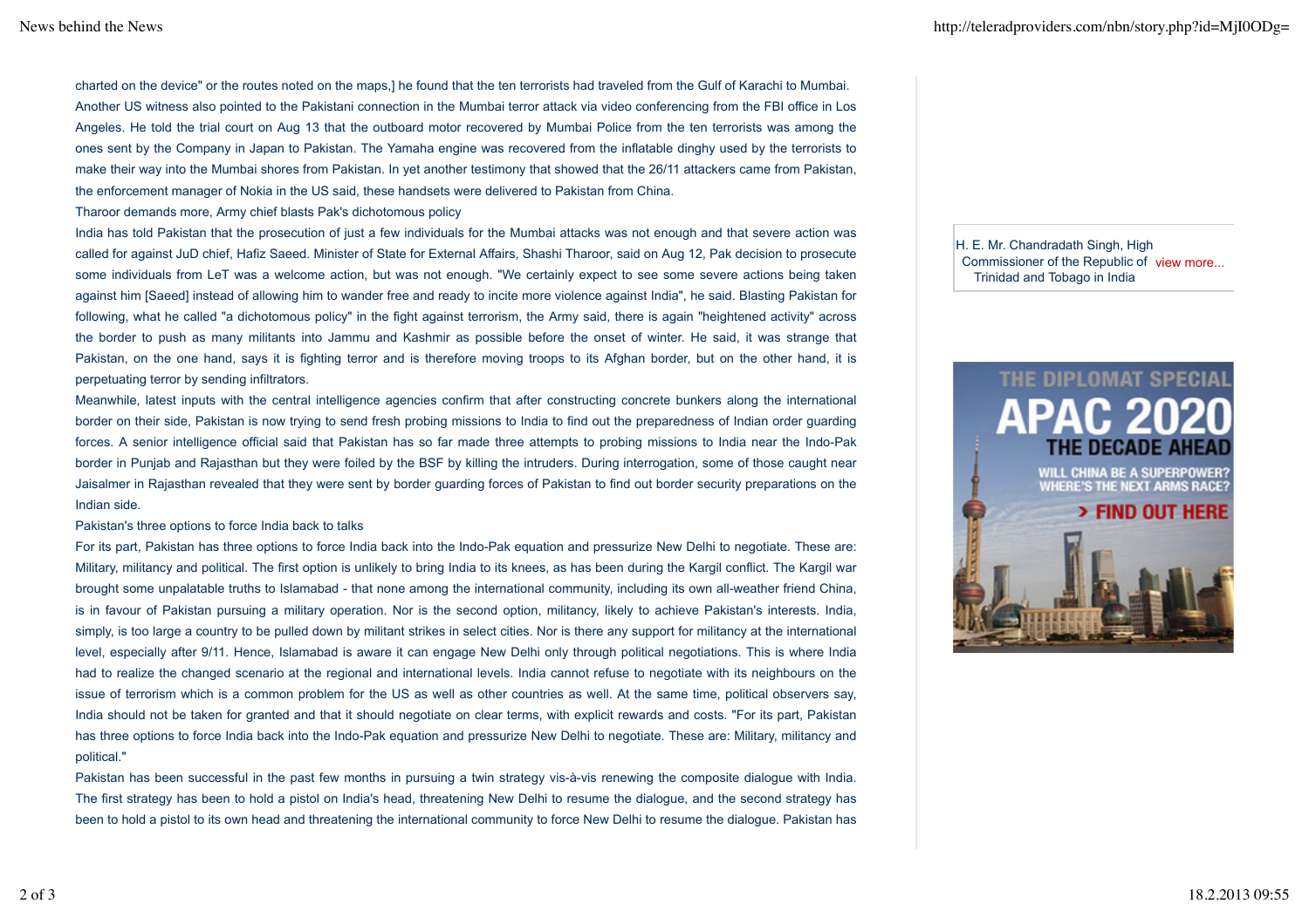charted on the device" or the routes noted on the maps,] he found that the ten terrorists had traveled from the Gulf of Karachi to Mumbai.

Another US witness also pointed to the Pakistani connection in the Mumbai terror attack via video conferencing from the FBI office in Los Angeles. He told the trial court on Aug 13 that the outboard motor recovered by Mumbai Police from the ten terrorists was among the ones sent by the Company in Japan to Pakistan. The Yamaha engine was recovered from the inflatable dinghy used by the terrorists to make their way into the Mumbai shores from Pakistan. In yet another testimony that showed that the 26/11 attackers came from Pakistan, the enforcement manager of Nokia in the US said, these handsets were delivered to Pakistan from China.

Tharoor demands more, Army chief blasts Pak's dichotomous policy

India has told Pakistan that the prosecution of just a few individuals for the Mumbai attacks was not enough and that severe action was called for against JuD chief, Hafiz Saeed. Minister of State for External Affairs, Shashi Tharoor, said on Aug 12, Pak decision to prosecute some individuals from LeT was a welcome action, but was not enough. "We certainly expect to see some severe actions being taken against him [Saeed] instead of allowing him to wander free and ready to incite more violence against India", he said. Blasting Pakistan for following, what he called "a dichotomous policy" in the fight against terrorism, the Army said, there is again "heightened activity" across the border to push as many militants into Jammu and Kashmir as possible before the onset of winter. He said, it was strange that Pakistan, on the one hand, says it is fighting terror and is therefore moving troops to its Afghan border, but on the other hand, it is perpetuating terror by sending infiltrators.

Meanwhile, latest inputs with the central intelligence agencies confirm that after constructing concrete bunkers along the international border on their side, Pakistan is now trying to send fresh probing missions to India to find out the preparedness of Indian order guarding forces. A senior intelligence official said that Pakistan has so far made three attempts to probing missions to India near the Indo-Pak border in Punjab and Rajasthan but they were foiled by the BSF by killing the intruders. During interrogation, some of those caught near Jaisalmer in Rajasthan revealed that they were sent by border guarding forces of Pakistan to find out border security preparations on the Indian side.

Pakistan's three options to force India back to talks

For its part, Pakistan has three options to force India back into the Indo-Pak equation and pressurize New Delhi to negotiate. These are: Military, militancy and political. The first option is unlikely to bring India to its knees, as has been during the Kargil conflict. The Kargil war brought some unpalatable truths to Islamabad - that none among the international community, including its own all-weather friend China, is in favour of Pakistan pursuing a military operation. Nor is the second option, militancy, likely to achieve Pakistan's interests. India, simply, is too large a country to be pulled down by militant strikes in select cities. Nor is there any support for militancy at the international level, especially after 9/11. Hence, Islamabad is aware it can engage New Delhi only through political negotiations. This is where India had to realize the changed scenario at the regional and international levels. India cannot refuse to negotiate with its neighbours on the issue of terrorism which is a common problem for the US as well as other countries as well. At the same time, political observers say, India should not be taken for granted and that it should negotiate on clear terms, with explicit rewards and costs. "For its part, Pakistan has three options to force India back into the Indo-Pak equation and pressurize New Delhi to negotiate. These are: Military, militancy and political."

Pakistan has been successful in the past few months in pursuing a twin strategy vis-à-vis renewing the composite dialogue with India. The first strategy has been to hold a pistol on India's head, threatening New Delhi to resume the dialogue, and the second strategy has been to hold a pistol to its own head and threatening the international community to force New Delhi to resume the dialogue. Pakistan has

H. E. Mr. Chandradath Singh, High Commissioner of the Republic of Trinidad and Tobago in India view more...

THE DIPLOMAT SPECIAL APAC 2020 THE DECADE AHEAD WILL CHINA BE A SUPERPOWER? WHERE'S THE NEXT ARMS RACE? > FIND OUT HERE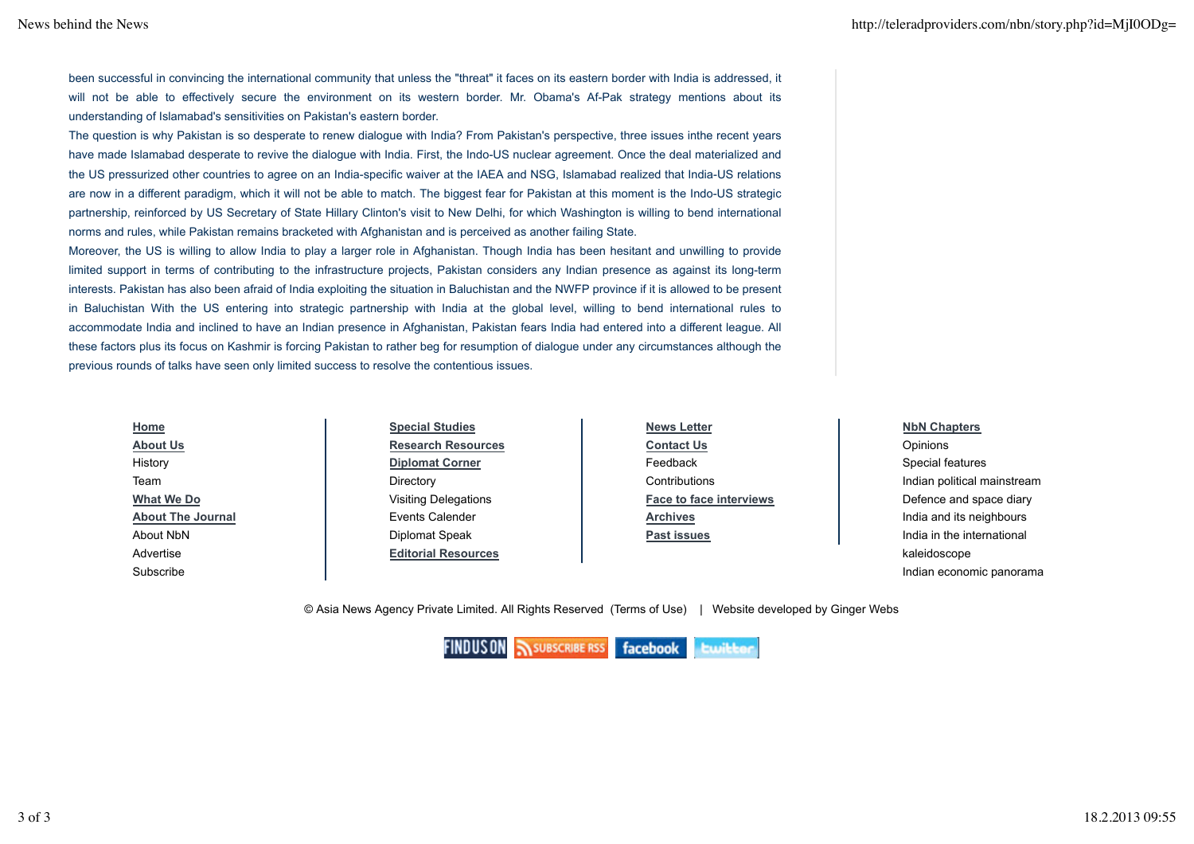been successful in convincing the international community that unless the "threat" it faces on its eastern border with India is addressed, it will not be able to effectively secure the environment on its western border. Mr. Obama's Af-Pak strategy mentions about its understanding of Islamabad's sensitivities on Pakistan's eastern border.

The question is why Pakistan is so desperate to renew dialogue with India? From Pakistan's perspective, three issues inthe recent years have made Islamabad desperate to revive the dialogue with India. First, the Indo-US nuclear agreement. Once the deal materialized and the US pressurized other countries to agree on an India-specific waiver at the IAEA and NSG, Islamabad realized that India-US relations are now in a different paradigm, which it will not be able to match. The biggest fear for Pakistan at this moment is the Indo-US strategic partnership, reinforced by US Secretary of State Hillary Clinton's visit to New Delhi, for which Washington is willing to bend international norms and rules, while Pakistan remains bracketed with Afghanistan and is perceived as another failing State.

Moreover, the US is willing to allow India to play a larger role in Afghanistan. Though India has been hesitant and unwilling to provide limited support in terms of contributing to the infrastructure projects, Pakistan considers any Indian presence as against its long-term interests. Pakistan has also been afraid of India exploiting the situation in Baluchistan and the NWFP province if it is allowed to be present in Baluchistan With the US entering into strategic partnership with India at the global level, willing to bend international rules to accommodate India and inclined to have an Indian presence in Afghanistan, Pakistan fears India had entered into a different league. All these factors plus its focus on Kashmir is forcing Pakistan to rather beg for resumption of dialogue under any circumstances although the previous rounds of talks have seen only limited success to resolve the contentious issues.

**Home**
**About Us**
History
Team
**What We Do**
**About The Journal**
About NbN
Advertise
Subscribe

**Special Studies**
**Research Resources**
**Diplomat Corner**
Directory
Visiting Delegations
Events Calender
Diplomat Speak
**Editorial Resources**

**News Letter**
**Contact Us**
Feedback
Contributions
**Face to face interviews**
**Archives**
**Past issues**

**NbN Chapters**
Opinions
Special features
Indian political mainstream
Defence and space diary
India and its neighbours
India in the international kaleidoscope
Indian economic panorama

© Asia News Agency Private Limited. All Rights Reserved (Terms of Use) | Website developed by Ginger Webs

FINDUS ON SUBSCRIBE RSS facebook twitter